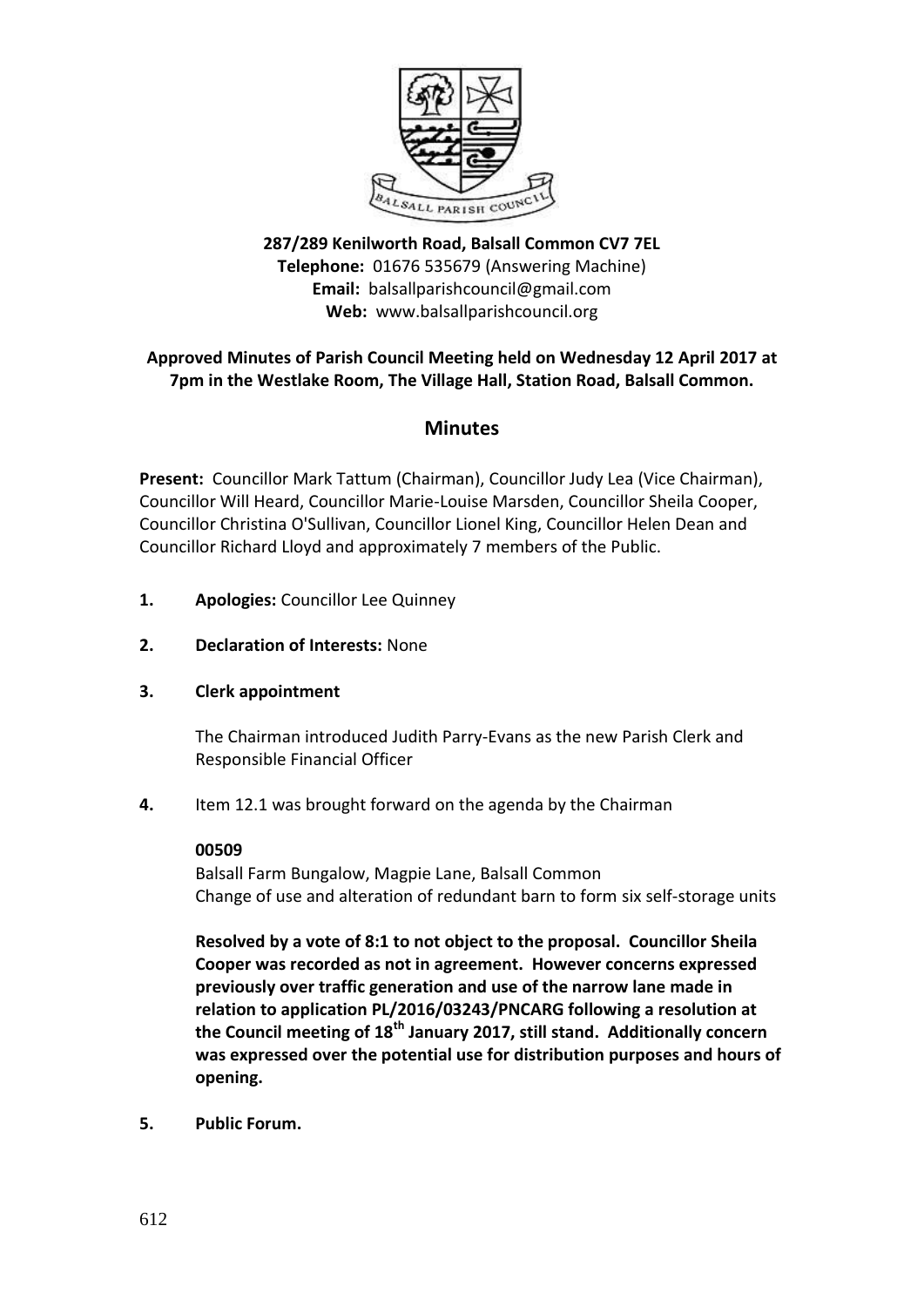**287/289 Kenilworth Road, Balsall Common CV7 7EL**
**Telephone:** 01676 535679 (Answering Machine)
**Email:** balsallparishcouncil@gmail.com
**Web:** www.balsallparishcouncil.org

**Approved Minutes of Parish Council Meeting held on Wednesday 12 April 2017 at 7pm in the Westlake Room, The Village Hall, Station Road, Balsall Common.**

## Minutes

**Present:** Councillor Mark Tattum (Chairman), Councillor Judy Lea (Vice Chairman), Councillor Will Heard, Councillor Marie-Louise Marsden, Councillor Sheila Cooper, Councillor Christina O'Sullivan, Councillor Lionel King, Councillor Helen Dean and Councillor Richard Lloyd and approximately 7 members of the Public.

**1. Apologies:** Councillor Lee Quinney

**2. Declaration of Interests:** None

**3. Clerk appointment**

The Chairman introduced Judith Parry-Evans as the new Parish Clerk and Responsible Financial Officer

**4.** Item 12.1 was brought forward on the agenda by the Chairman

**00509**
Balsall Farm Bungalow, Magpie Lane, Balsall Common
Change of use and alteration of redundant barn to form six self-storage units

**Resolved by a vote of 8:1 to not object to the proposal. Councillor Sheila Cooper was recorded as not in agreement. However concerns expressed previously over traffic generation and use of the narrow lane made in relation to application PL/2016/03243/PNCARG following a resolution at the Council meeting of 18th January 2017, still stand. Additionally concern was expressed over the potential use for distribution purposes and hours of opening.**

**5. Public Forum.**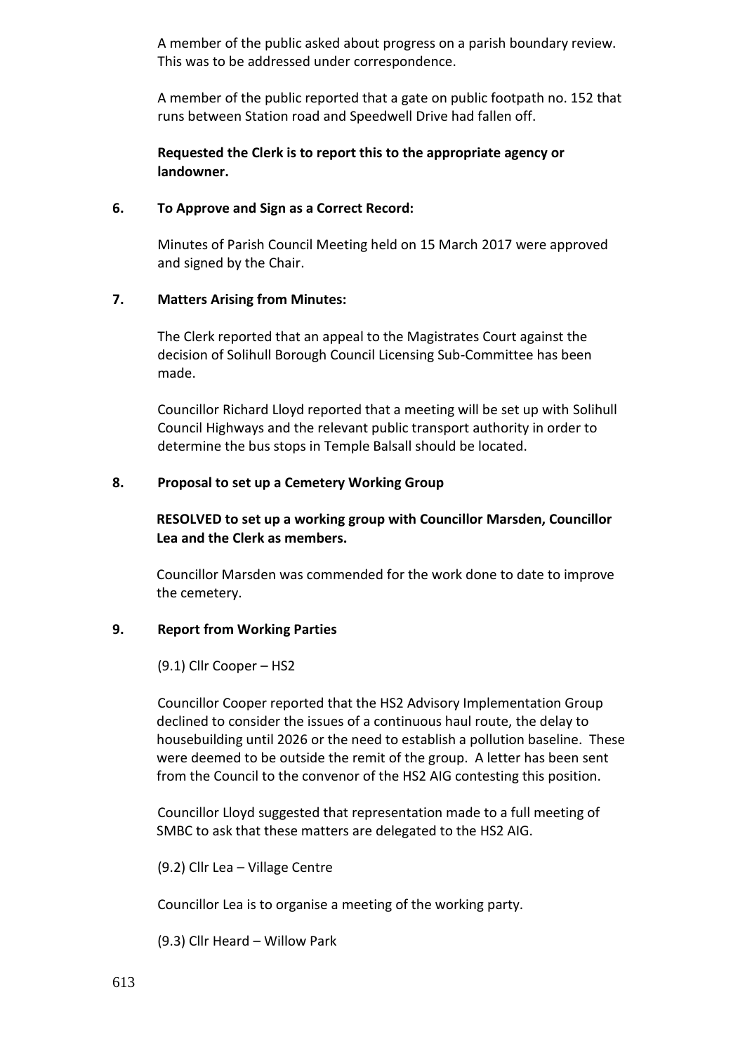A member of the public asked about progress on a parish boundary review. This was to be addressed under correspondence.

A member of the public reported that a gate on public footpath no. 152 that runs between Station road and Speedwell Drive had fallen off.

**Requested the Clerk is to report this to the appropriate agency or landowner.**

**6. To Approve and Sign as a Correct Record:**

Minutes of Parish Council Meeting held on 15 March 2017 were approved and signed by the Chair.

**7. Matters Arising from Minutes:**

The Clerk reported that an appeal to the Magistrates Court against the decision of Solihull Borough Council Licensing Sub-Committee has been made.

Councillor Richard Lloyd reported that a meeting will be set up with Solihull Council Highways and the relevant public transport authority in order to determine the bus stops in Temple Balsall should be located.

**8. Proposal to set up a Cemetery Working Group**

**RESOLVED to set up a working group with Councillor Marsden, Councillor Lea and the Clerk as members.**

Councillor Marsden was commended for the work done to date to improve the cemetery.

**9. Report from Working Parties**

(9.1) Cllr Cooper – HS2

Councillor Cooper reported that the HS2 Advisory Implementation Group declined to consider the issues of a continuous haul route, the delay to housebuilding until 2026 or the need to establish a pollution baseline. These were deemed to be outside the remit of the group. A letter has been sent from the Council to the convenor of the HS2 AIG contesting this position.

Councillor Lloyd suggested that representation made to a full meeting of SMBC to ask that these matters are delegated to the HS2 AIG.

(9.2) Cllr Lea – Village Centre

Councillor Lea is to organise a meeting of the working party.

(9.3) Cllr Heard – Willow Park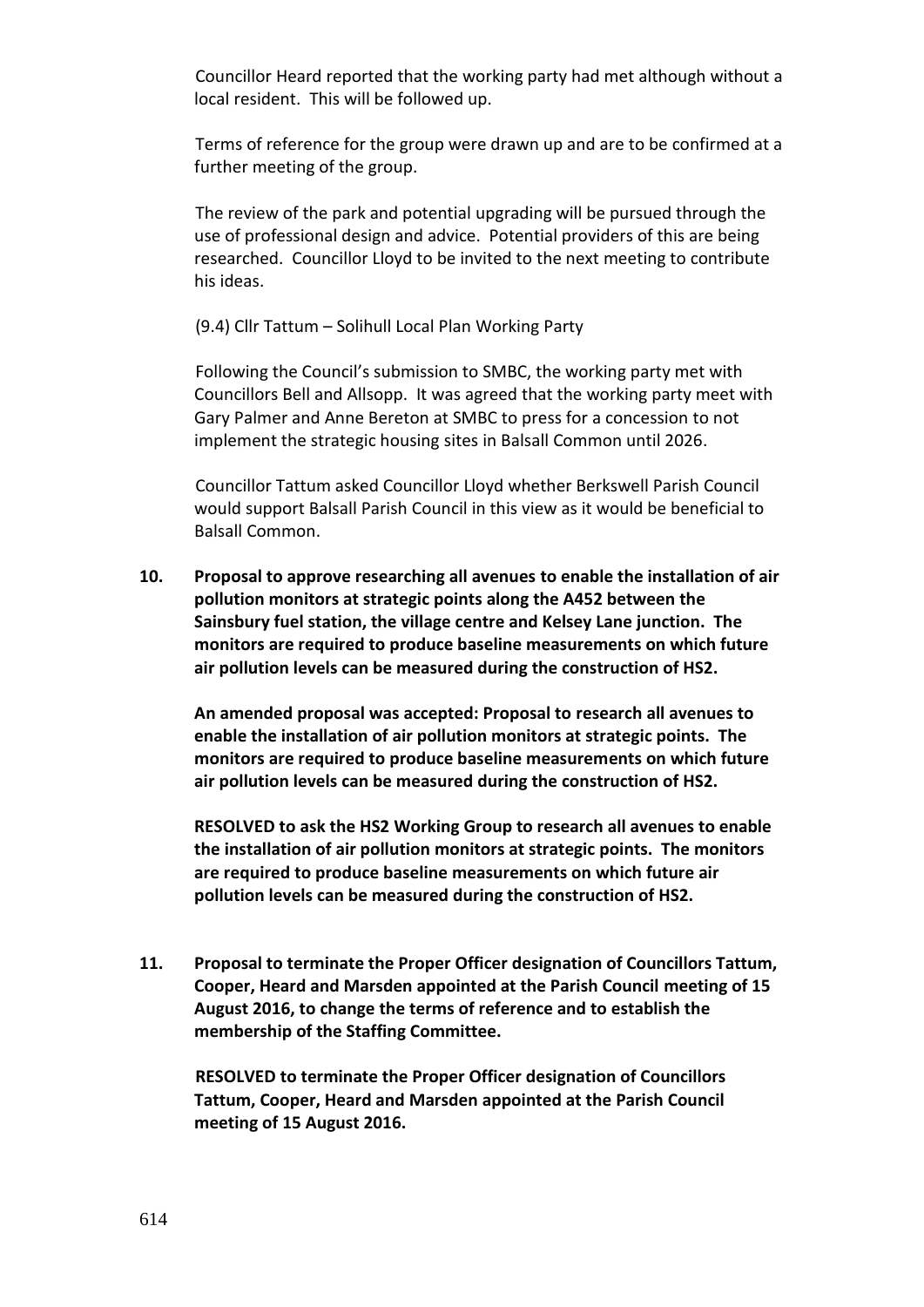Councillor Heard reported that the working party had met although without a local resident. This will be followed up.

Terms of reference for the group were drawn up and are to be confirmed at a further meeting of the group.

The review of the park and potential upgrading will be pursued through the use of professional design and advice. Potential providers of this are being researched. Councillor Lloyd to be invited to the next meeting to contribute his ideas.

(9.4) Cllr Tattum – Solihull Local Plan Working Party

Following the Council's submission to SMBC, the working party met with Councillors Bell and Allsopp. It was agreed that the working party meet with Gary Palmer and Anne Bereton at SMBC to press for a concession to not implement the strategic housing sites in Balsall Common until 2026.

Councillor Tattum asked Councillor Lloyd whether Berkswell Parish Council would support Balsall Parish Council in this view as it would be beneficial to Balsall Common.

**10. Proposal to approve researching all avenues to enable the installation of air pollution monitors at strategic points along the A452 between the Sainsbury fuel station, the village centre and Kelsey Lane junction. The monitors are required to produce baseline measurements on which future air pollution levels can be measured during the construction of HS2.**

**An amended proposal was accepted: Proposal to research all avenues to enable the installation of air pollution monitors at strategic points. The monitors are required to produce baseline measurements on which future air pollution levels can be measured during the construction of HS2.**

**RESOLVED to ask the HS2 Working Group to research all avenues to enable the installation of air pollution monitors at strategic points. The monitors are required to produce baseline measurements on which future air pollution levels can be measured during the construction of HS2.**

**11. Proposal to terminate the Proper Officer designation of Councillors Tattum, Cooper, Heard and Marsden appointed at the Parish Council meeting of 15 August 2016, to change the terms of reference and to establish the membership of the Staffing Committee.**

**RESOLVED to terminate the Proper Officer designation of Councillors Tattum, Cooper, Heard and Marsden appointed at the Parish Council meeting of 15 August 2016.**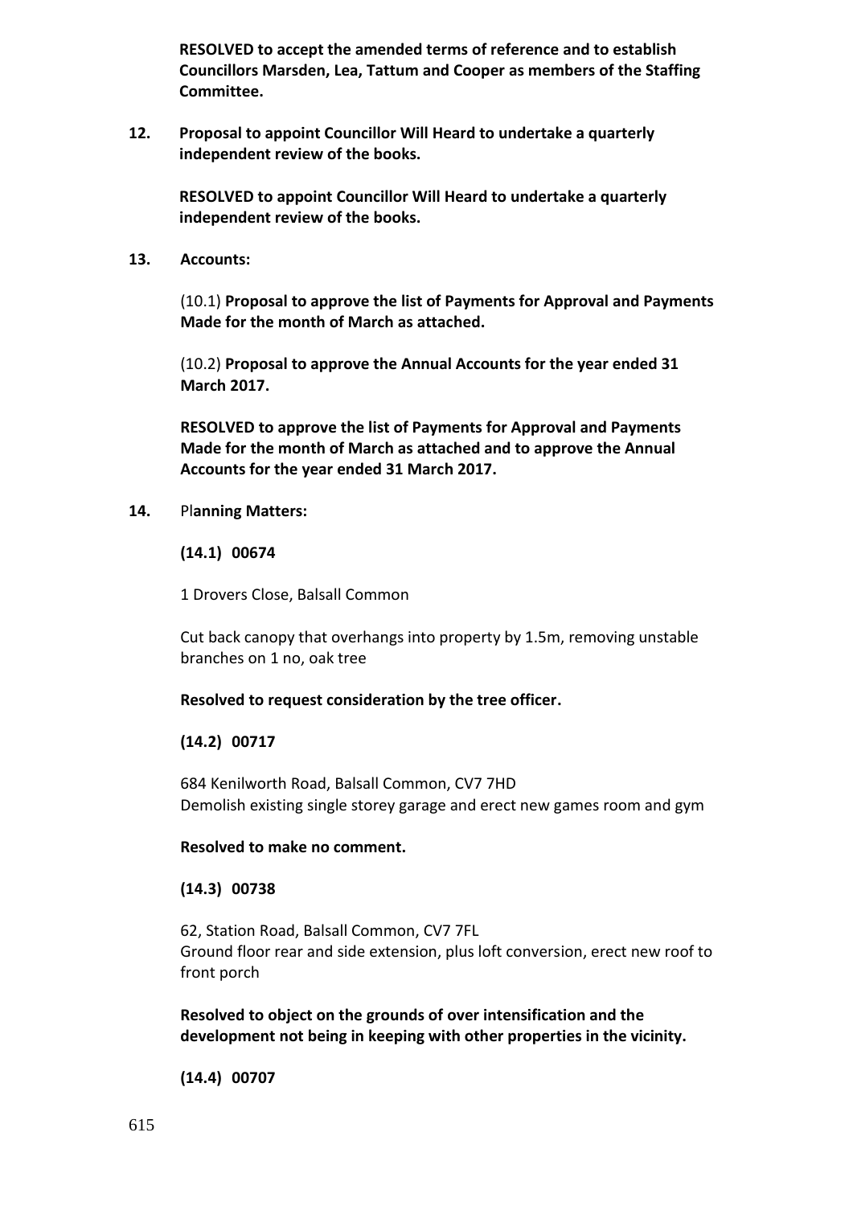**RESOLVED to accept the amended terms of reference and to establish Councillors Marsden, Lea, Tattum and Cooper as members of the Staffing Committee.**

**12. Proposal to appoint Councillor Will Heard to undertake a quarterly independent review of the books.**

**RESOLVED to appoint Councillor Will Heard to undertake a quarterly independent review of the books.**

**13. Accounts:**

(10.1) **Proposal to approve the list of Payments for Approval and Payments Made for the month of March as attached.**

(10.2) **Proposal to approve the Annual Accounts for the year ended 31 March 2017.**

**RESOLVED to approve the list of Payments for Approval and Payments Made for the month of March as attached and to approve the Annual Accounts for the year ended 31 March 2017.**

**14.** Pl**anning Matters:**

**(14.1) 00674**

1 Drovers Close, Balsall Common

Cut back canopy that overhangs into property by 1.5m, removing unstable branches on 1 no, oak tree

**Resolved to request consideration by the tree officer.**

**(14.2) 00717**

684 Kenilworth Road, Balsall Common, CV7 7HD
Demolish existing single storey garage and erect new games room and gym

**Resolved to make no comment.**

**(14.3) 00738**

62, Station Road, Balsall Common, CV7 7FL
Ground floor rear and side extension, plus loft conversion, erect new roof to front porch

**Resolved to object on the grounds of over intensification and the development not being in keeping with other properties in the vicinity.**

**(14.4) 00707**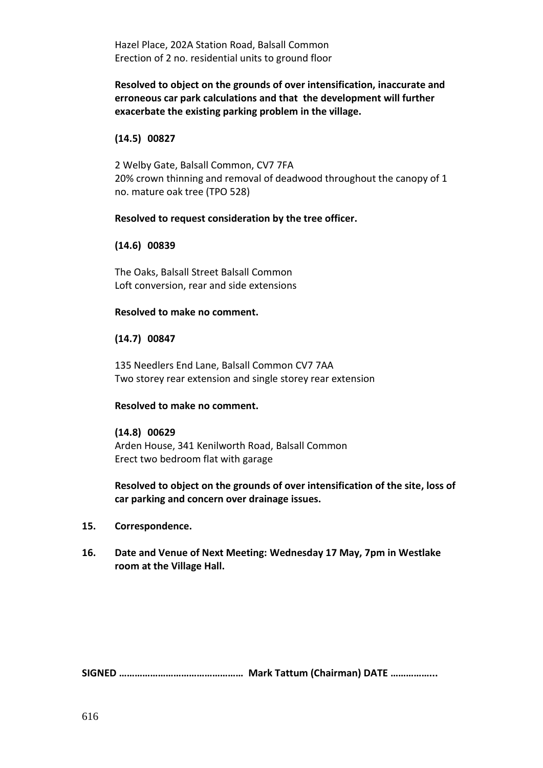Hazel Place, 202A Station Road, Balsall Common
Erection of 2 no. residential units to ground floor

**Resolved to object on the grounds of over intensification, inaccurate and erroneous car park calculations and that the development will further exacerbate the existing parking problem in the village.**

**(14.5) 00827**

2 Welby Gate, Balsall Common, CV7 7FA
20% crown thinning and removal of deadwood throughout the canopy of 1 no. mature oak tree (TPO 528)

**Resolved to request consideration by the tree officer.**

**(14.6) 00839**

The Oaks, Balsall Street Balsall Common
Loft conversion, rear and side extensions

**Resolved to make no comment.**

**(14.7) 00847**

135 Needlers End Lane, Balsall Common CV7 7AA
Two storey rear extension and single storey rear extension

**Resolved to make no comment.**

**(14.8) 00629**
Arden House, 341 Kenilworth Road, Balsall Common
Erect two bedroom flat with garage

**Resolved to object on the grounds of over intensification of the site, loss of car parking and concern over drainage issues.**

**15. Correspondence.**

**16. Date and Venue of Next Meeting: Wednesday 17 May, 7pm in Westlake room at the Village Hall.**

**SIGNED ……………………………………… Mark Tattum (Chairman) DATE ……………..**